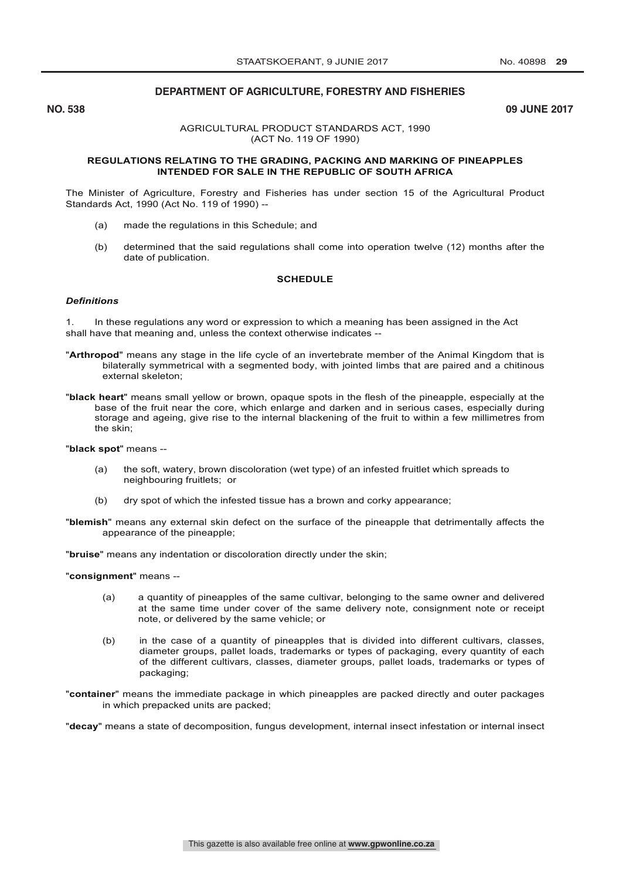## DEPARTMENT OF AGRICULTURE, FORESTRY AND FISHERIES

**NO. 538** **09 JUNE 2017**

AGRICULTURAL PRODUCT STANDARDS ACT, 1990
(ACT No. 119 OF 1990)

**REGULATIONS RELATING TO THE GRADING, PACKING AND MARKING OF PINEAPPLES INTENDED FOR SALE IN THE REPUBLIC OF SOUTH AFRICA**

The Minister of Agriculture, Forestry and Fisheries has under section 15 of the Agricultural Product Standards Act, 1990 (Act No. 119 of 1990) --

(a) made the regulations in this Schedule; and

(b) determined that the said regulations shall come into operation twelve (12) months after the date of publication.

### SCHEDULE

***Definitions***

1. In these regulations any word or expression to which a meaning has been assigned in the Act shall have that meaning and, unless the context otherwise indicates --

"**Arthropod**" means any stage in the life cycle of an invertebrate member of the Animal Kingdom that is bilaterally symmetrical with a segmented body, with jointed limbs that are paired and a chitinous external skeleton;

"**black heart**" means small yellow or brown, opaque spots in the flesh of the pineapple, especially at the base of the fruit near the core, which enlarge and darken and in serious cases, especially during storage and ageing, give rise to the internal blackening of the fruit to within a few millimetres from the skin;

"**black spot**" means --

(a) the soft, watery, brown discoloration (wet type) of an infested fruitlet which spreads to neighbouring fruitlets; or

(b) dry spot of which the infested tissue has a brown and corky appearance;

"**blemish**" means any external skin defect on the surface of the pineapple that detrimentally affects the appearance of the pineapple;

"**bruise**" means any indentation or discoloration directly under the skin;

"**consignment**" means --

(a) a quantity of pineapples of the same cultivar, belonging to the same owner and delivered at the same time under cover of the same delivery note, consignment note or receipt note, or delivered by the same vehicle; or

(b) in the case of a quantity of pineapples that is divided into different cultivars, classes, diameter groups, pallet loads, trademarks or types of packaging, every quantity of each of the different cultivars, classes, diameter groups, pallet loads, trademarks or types of packaging;

"**container**" means the immediate package in which pineapples are packed directly and outer packages in which prepacked units are packed;

"**decay**" means a state of decomposition, fungus development, internal insect infestation or internal insect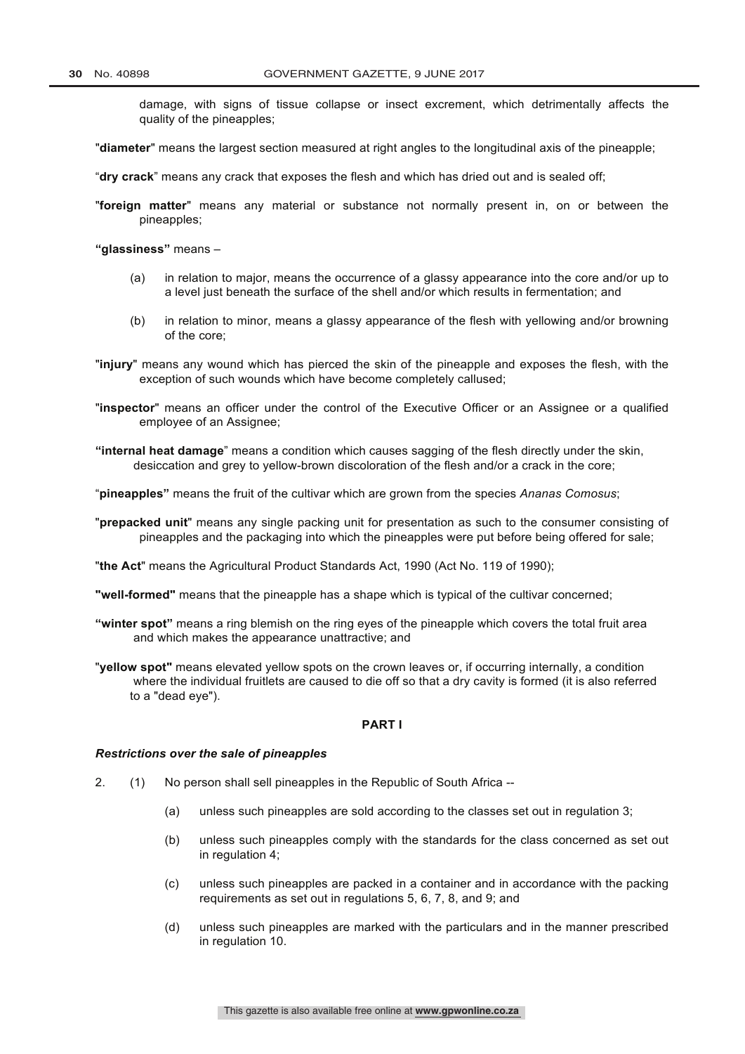damage, with signs of tissue collapse or insect excrement, which detrimentally affects the quality of the pineapples;

"**diameter**" means the largest section measured at right angles to the longitudinal axis of the pineapple;

"**dry crack**" means any crack that exposes the flesh and which has dried out and is sealed off;

"**foreign matter**" means any material or substance not normally present in, on or between the pineapples;

**"glassiness"** means –

(a) in relation to major, means the occurrence of a glassy appearance into the core and/or up to a level just beneath the surface of the shell and/or which results in fermentation; and

(b) in relation to minor, means a glassy appearance of the flesh with yellowing and/or browning of the core;

"**injury**" means any wound which has pierced the skin of the pineapple and exposes the flesh, with the exception of such wounds which have become completely callused;

"**inspector**" means an officer under the control of the Executive Officer or an Assignee or a qualified employee of an Assignee;

**"internal heat damage**" means a condition which causes sagging of the flesh directly under the skin, desiccation and grey to yellow-brown discoloration of the flesh and/or a crack in the core;

"**pineapples"** means the fruit of the cultivar which are grown from the species *Ananas Comosus*;

"**prepacked unit**" means any single packing unit for presentation as such to the consumer consisting of pineapples and the packaging into which the pineapples were put before being offered for sale;

"**the Act**" means the Agricultural Product Standards Act, 1990 (Act No. 119 of 1990);

**"well-formed"** means that the pineapple has a shape which is typical of the cultivar concerned;

**"winter spot"** means a ring blemish on the ring eyes of the pineapple which covers the total fruit area and which makes the appearance unattractive; and

"**yellow spot"** means elevated yellow spots on the crown leaves or, if occurring internally, a condition where the individual fruitlets are caused to die off so that a dry cavity is formed (it is also referred to a "dead eye").

## PART I

***Restrictions over the sale of pineapples***

2. (1) No person shall sell pineapples in the Republic of South Africa --

   (a) unless such pineapples are sold according to the classes set out in regulation 3;

   (b) unless such pineapples comply with the standards for the class concerned as set out in regulation 4;

   (c) unless such pineapples are packed in a container and in accordance with the packing requirements as set out in regulations 5, 6, 7, 8, and 9; and

   (d) unless such pineapples are marked with the particulars and in the manner prescribed in regulation 10.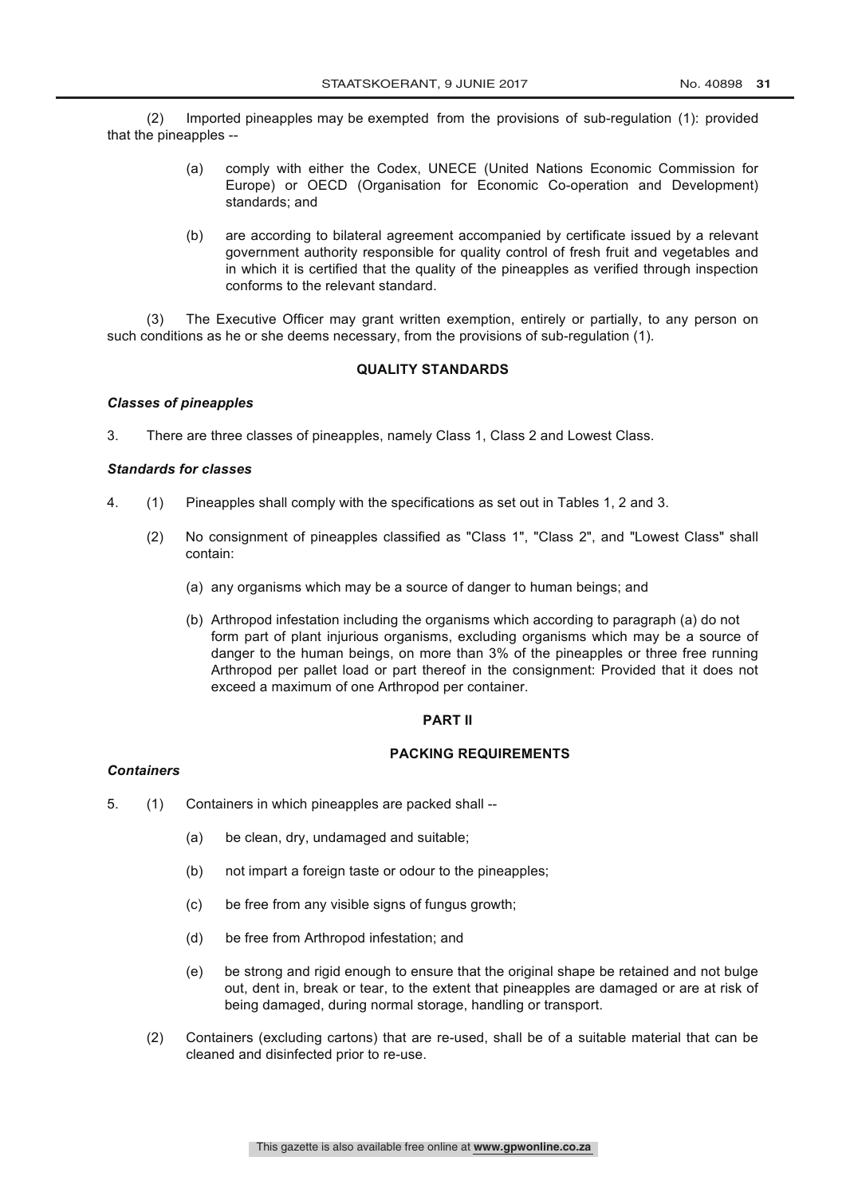(2) Imported pineapples may be exempted from the provisions of sub-regulation (1): provided that the pineapples --

(a) comply with either the Codex, UNECE (United Nations Economic Commission for Europe) or OECD (Organisation for Economic Co-operation and Development) standards; and

(b) are according to bilateral agreement accompanied by certificate issued by a relevant government authority responsible for quality control of fresh fruit and vegetables and in which it is certified that the quality of the pineapples as verified through inspection conforms to the relevant standard.

(3) The Executive Officer may grant written exemption, entirely or partially, to any person on such conditions as he or she deems necessary, from the provisions of sub-regulation (1).

**QUALITY STANDARDS**

***Classes of pineapples***

3. There are three classes of pineapples, namely Class 1, Class 2 and Lowest Class.

***Standards for classes***

4. (1) Pineapples shall comply with the specifications as set out in Tables 1, 2 and 3.

(2) No consignment of pineapples classified as "Class 1", "Class 2", and "Lowest Class" shall contain:

(a) any organisms which may be a source of danger to human beings; and

(b) Arthropod infestation including the organisms which according to paragraph (a) do not form part of plant injurious organisms, excluding organisms which may be a source of danger to the human beings, on more than 3% of the pineapples or three free running Arthropod per pallet load or part thereof in the consignment: Provided that it does not exceed a maximum of one Arthropod per container.

**PART II**

**PACKING REQUIREMENTS**

***Containers***

5. (1) Containers in which pineapples are packed shall --

(a) be clean, dry, undamaged and suitable;

(b) not impart a foreign taste or odour to the pineapples;

(c) be free from any visible signs of fungus growth;

(d) be free from Arthropod infestation; and

(e) be strong and rigid enough to ensure that the original shape be retained and not bulge out, dent in, break or tear, to the extent that pineapples are damaged or are at risk of being damaged, during normal storage, handling or transport.

(2) Containers (excluding cartons) that are re-used, shall be of a suitable material that can be cleaned and disinfected prior to re-use.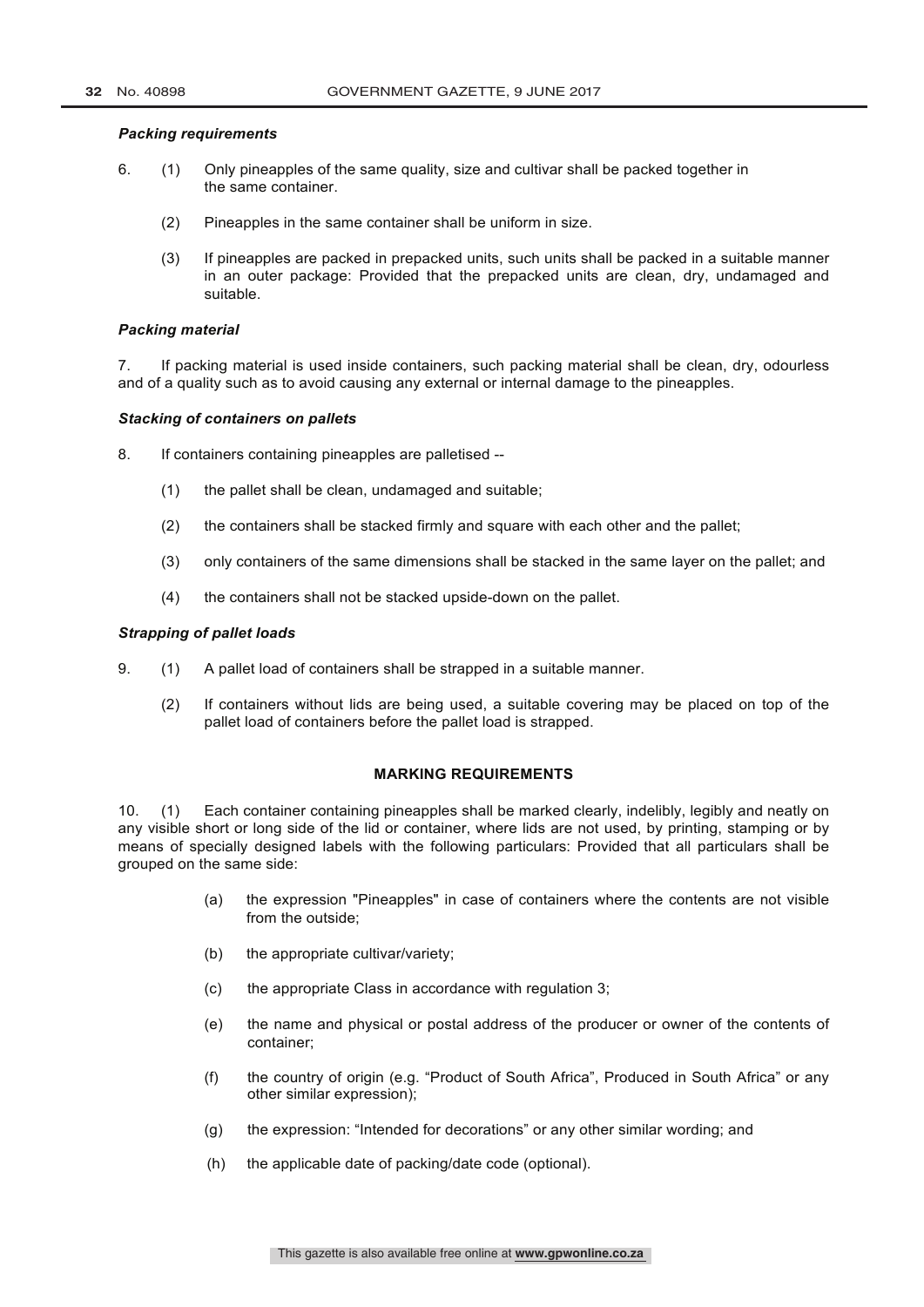***Packing requirements***

6. (1) Only pineapples of the same quality, size and cultivar shall be packed together in the same container.

(2) Pineapples in the same container shall be uniform in size.

(3) If pineapples are packed in prepacked units, such units shall be packed in a suitable manner in an outer package: Provided that the prepacked units are clean, dry, undamaged and suitable.

***Packing material***

7. If packing material is used inside containers, such packing material shall be clean, dry, odourless and of a quality such as to avoid causing any external or internal damage to the pineapples.

***Stacking of containers on pallets***

8. If containers containing pineapples are palletised --

(1) the pallet shall be clean, undamaged and suitable;

(2) the containers shall be stacked firmly and square with each other and the pallet;

(3) only containers of the same dimensions shall be stacked in the same layer on the pallet; and

(4) the containers shall not be stacked upside-down on the pallet.

***Strapping of pallet loads***

9. (1) A pallet load of containers shall be strapped in a suitable manner.

(2) If containers without lids are being used, a suitable covering may be placed on top of the pallet load of containers before the pallet load is strapped.

**MARKING REQUIREMENTS**

10. (1) Each container containing pineapples shall be marked clearly, indelibly, legibly and neatly on any visible short or long side of the lid or container, where lids are not used, by printing, stamping or by means of specially designed labels with the following particulars: Provided that all particulars shall be grouped on the same side:

(a) the expression "Pineapples" in case of containers where the contents are not visible from the outside;

(b) the appropriate cultivar/variety;

(c) the appropriate Class in accordance with regulation 3;

(e) the name and physical or postal address of the producer or owner of the contents of container;

(f) the country of origin (e.g. "Product of South Africa", Produced in South Africa" or any other similar expression);

(g) the expression: "Intended for decorations" or any other similar wording; and

(h) the applicable date of packing/date code (optional).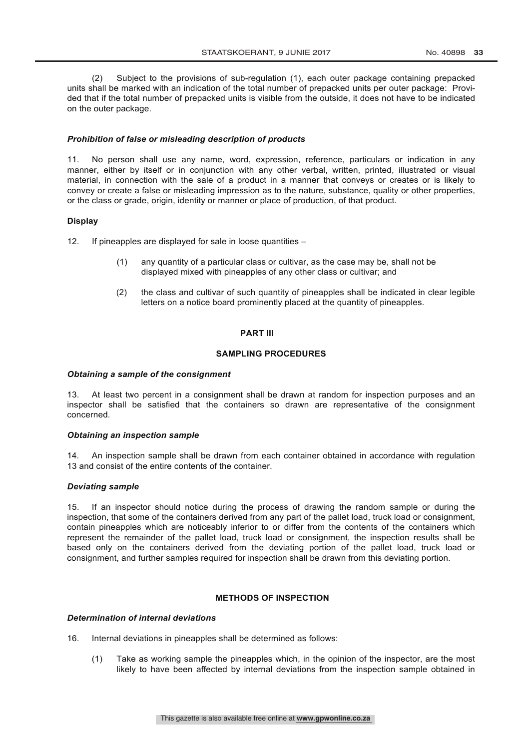(2) Subject to the provisions of sub-regulation (1), each outer package containing prepacked units shall be marked with an indication of the total number of prepacked units per outer package: Provided that if the total number of prepacked units is visible from the outside, it does not have to be indicated on the outer package.

***Prohibition of false or misleading description of products***

11. No person shall use any name, word, expression, reference, particulars or indication in any manner, either by itself or in conjunction with any other verbal, written, printed, illustrated or visual material, in connection with the sale of a product in a manner that conveys or creates or is likely to convey or create a false or misleading impression as to the nature, substance, quality or other properties, or the class or grade, origin, identity or manner or place of production, of that product.

**Display**

12. If pineapples are displayed for sale in loose quantities –

(1) any quantity of a particular class or cultivar, as the case may be, shall not be displayed mixed with pineapples of any other class or cultivar; and

(2) the class and cultivar of such quantity of pineapples shall be indicated in clear legible letters on a notice board prominently placed at the quantity of pineapples.

## PART III

## SAMPLING PROCEDURES

***Obtaining a sample of the consignment***

13. At least two percent in a consignment shall be drawn at random for inspection purposes and an inspector shall be satisfied that the containers so drawn are representative of the consignment concerned.

***Obtaining an inspection sample***

14. An inspection sample shall be drawn from each container obtained in accordance with regulation 13 and consist of the entire contents of the container.

***Deviating sample***

15. If an inspector should notice during the process of drawing the random sample or during the inspection, that some of the containers derived from any part of the pallet load, truck load or consignment, contain pineapples which are noticeably inferior to or differ from the contents of the containers which represent the remainder of the pallet load, truck load or consignment, the inspection results shall be based only on the containers derived from the deviating portion of the pallet load, truck load or consignment, and further samples required for inspection shall be drawn from this deviating portion.

## METHODS OF INSPECTION

***Determination of internal deviations***

16. Internal deviations in pineapples shall be determined as follows:

(1) Take as working sample the pineapples which, in the opinion of the inspector, are the most likely to have been affected by internal deviations from the inspection sample obtained in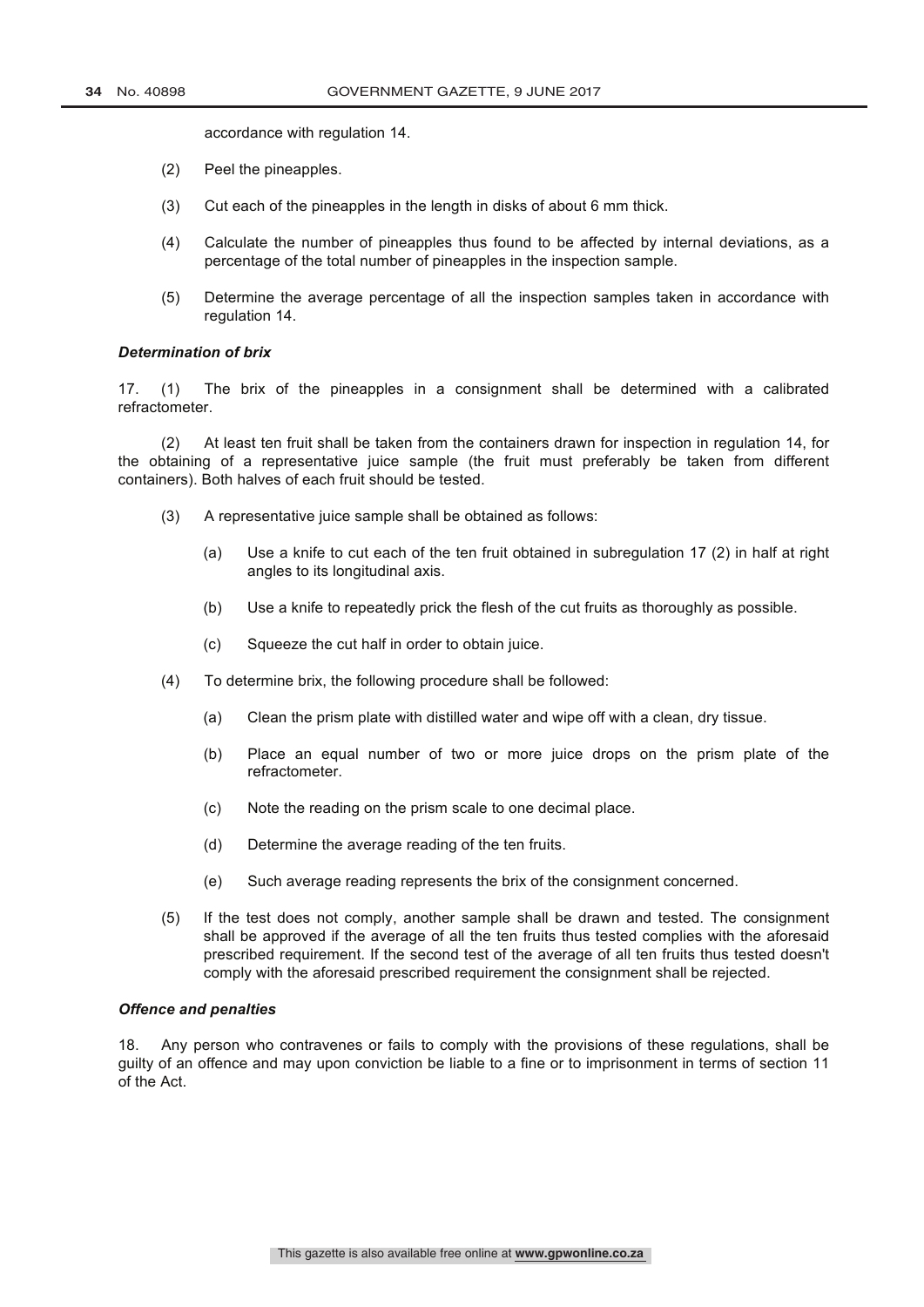accordance with regulation 14.

(2) Peel the pineapples.

(3) Cut each of the pineapples in the length in disks of about 6 mm thick.

(4) Calculate the number of pineapples thus found to be affected by internal deviations, as a percentage of the total number of pineapples in the inspection sample.

(5) Determine the average percentage of all the inspection samples taken in accordance with regulation 14.

***Determination of brix***

17. (1) The brix of the pineapples in a consignment shall be determined with a calibrated refractometer.

(2) At least ten fruit shall be taken from the containers drawn for inspection in regulation 14, for the obtaining of a representative juice sample (the fruit must preferably be taken from different containers). Both halves of each fruit should be tested.

(3) A representative juice sample shall be obtained as follows:

(a) Use a knife to cut each of the ten fruit obtained in subregulation 17 (2) in half at right angles to its longitudinal axis.

(b) Use a knife to repeatedly prick the flesh of the cut fruits as thoroughly as possible.

(c) Squeeze the cut half in order to obtain juice.

(4) To determine brix, the following procedure shall be followed:

(a) Clean the prism plate with distilled water and wipe off with a clean, dry tissue.

(b) Place an equal number of two or more juice drops on the prism plate of the refractometer.

(c) Note the reading on the prism scale to one decimal place.

(d) Determine the average reading of the ten fruits.

(e) Such average reading represents the brix of the consignment concerned.

(5) If the test does not comply, another sample shall be drawn and tested. The consignment shall be approved if the average of all the ten fruits thus tested complies with the aforesaid prescribed requirement. If the second test of the average of all ten fruits thus tested doesn't comply with the aforesaid prescribed requirement the consignment shall be rejected.

***Offence and penalties***

18. Any person who contravenes or fails to comply with the provisions of these regulations, shall be guilty of an offence and may upon conviction be liable to a fine or to imprisonment in terms of section 11 of the Act.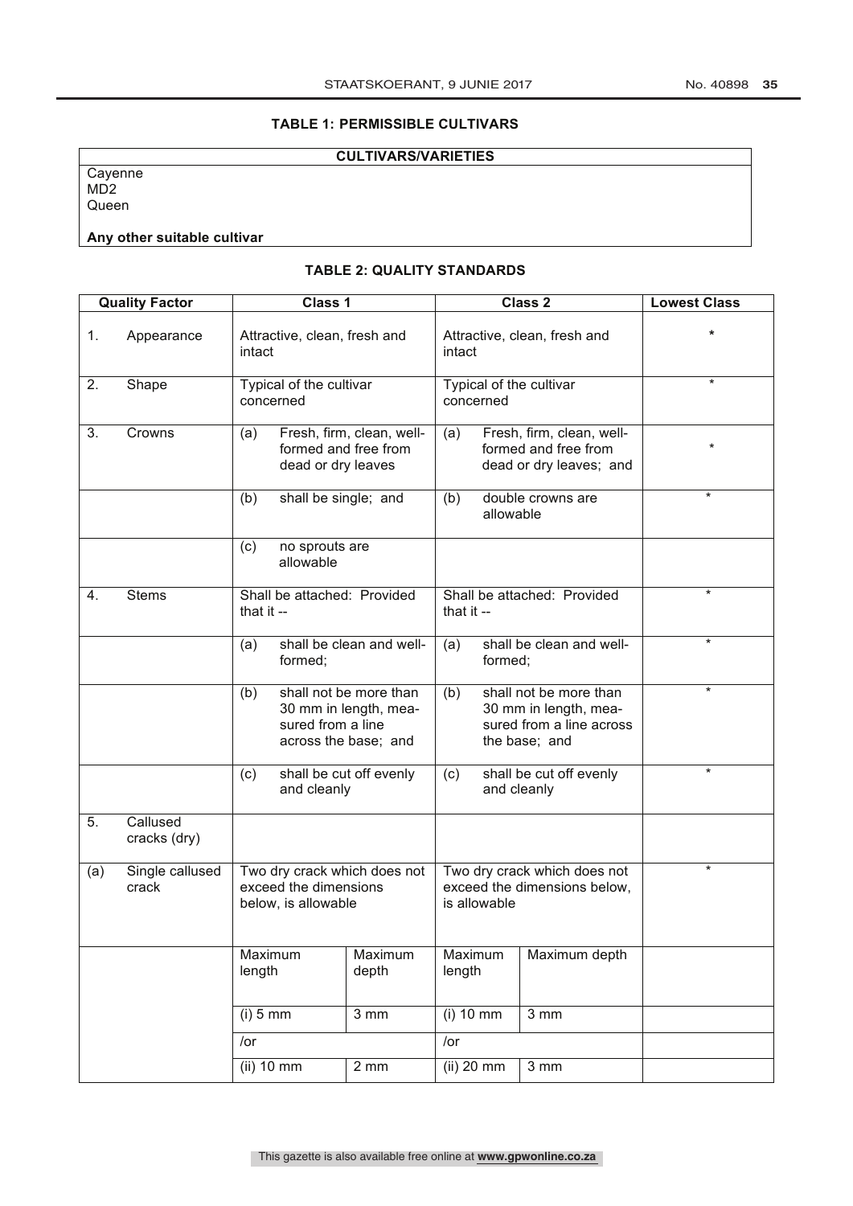**TABLE 1: PERMISSIBLE CULTIVARS**

| CULTIVARS/VARIETIES |
| --- |
| Cayenne<br>MD2<br>Queen<br><br>**Any other suitable cultivar** |

**TABLE 2: QUALITY STANDARDS**

| Quality Factor | | Class 1 | | Class 2 | | Lowest Class |
| --- | --- | --- | --- | --- | --- | --- |
| 1. | Appearance | Attractive, clean, fresh and intact | | Attractive, clean, fresh and intact | | * |
| 2. | Shape | Typical of the cultivar concerned | | Typical of the cultivar concerned | | * |
| 3. | Crowns | (a) Fresh, firm, clean, well-formed and free from dead or dry leaves | | (a) Fresh, firm, clean, well-formed and free from dead or dry leaves; and | | * |
| | | (b) shall be single; and | | (b) double crowns are allowable | | * |
| | | (c) no sprouts are allowable | | | | |
| 4. | Stems | Shall be attached: Provided that it -- | | Shall be attached: Provided that it -- | | * |
| | | (a) shall be clean and well-formed; | | (a) shall be clean and well-formed; | | * |
| | | (b) shall not be more than 30 mm in length, measured from a line across the base; and | | (b) shall not be more than 30 mm in length, measured from a line across the base; and | | * |
| | | (c) shall be cut off evenly and cleanly | | (c) shall be cut off evenly and cleanly | | * |
| 5. | Callused cracks (dry) | | | | | |
| (a) | Single callused crack | Two dry crack which does not exceed the dimensions below, is allowable | | Two dry crack which does not exceed the dimensions below, is allowable | | * |
| | | Maximum length | Maximum depth | Maximum length | Maximum depth | |
| | | (i) 5 mm | 3 mm | (i) 10 mm | 3 mm | |
| | | /or | | /or | | |
| | | (ii) 10 mm | 2 mm | (ii) 20 mm | 3 mm | |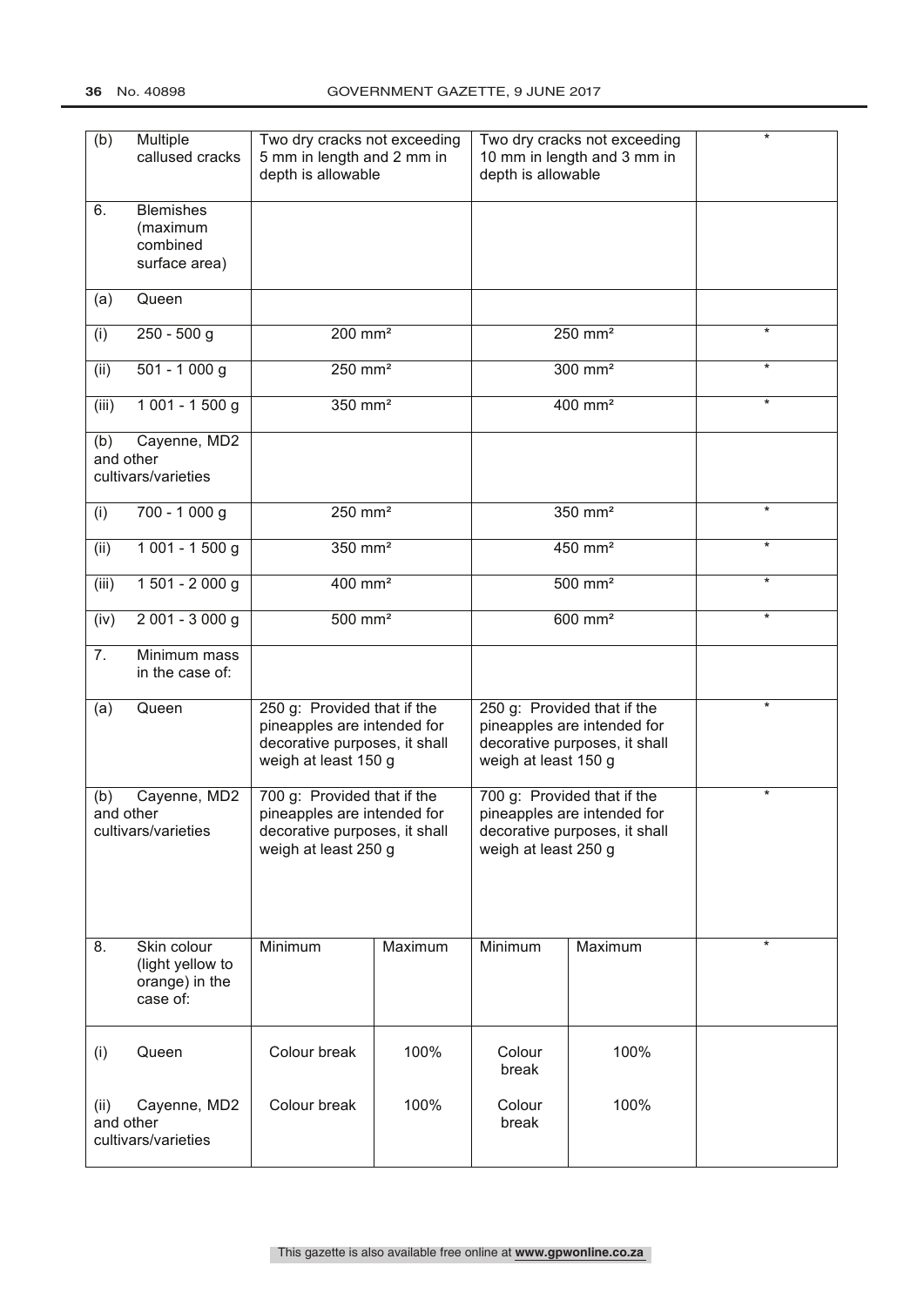| | | | | | |
|---|---|---|---|---|---|
| (b) Multiple callused cracks | Two dry cracks not exceeding 5 mm in length and 2 mm in depth is allowable | | Two dry cracks not exceeding 10 mm in length and 3 mm in depth is allowable | | * |
| 6. Blemishes (maximum combined surface area) | | | | | |
| (a) Queen | | | | | |
| (i) 250 - 500 g | 200 mm² | | 250 mm² | | * |
| (ii) 501 - 1 000 g | 250 mm² | | 300 mm² | | * |
| (iii) 1 001 - 1 500 g | 350 mm² | | 400 mm² | | * |
| (b) Cayenne, MD2 and other cultivars/varieties | | | | | |
| (i) 700 - 1 000 g | 250 mm² | | 350 mm² | | * |
| (ii) 1 001 - 1 500 g | 350 mm² | | 450 mm² | | * |
| (iii) 1 501 - 2 000 g | 400 mm² | | 500 mm² | | * |
| (iv) 2 001 - 3 000 g | 500 mm² | | 600 mm² | | * |
| 7. Minimum mass in the case of: | | | | | |
| (a) Queen | 250 g: Provided that if the pineapples are intended for decorative purposes, it shall weigh at least 150 g | | 250 g: Provided that if the pineapples are intended for decorative purposes, it shall weigh at least 150 g | | * |
| (b) Cayenne, MD2 and other cultivars/varieties | 700 g: Provided that if the pineapples are intended for decorative purposes, it shall weigh at least 250 g | | 700 g: Provided that if the pineapples are intended for decorative purposes, it shall weigh at least 250 g | | * |
| 8. Skin colour (light yellow to orange) in the case of: | Minimum | Maximum | Minimum | Maximum | * |
| (i) Queen | Colour break | 100% | Colour break | 100% | |
| (ii) Cayenne, MD2 and other cultivars/varieties | Colour break | 100% | Colour break | 100% | |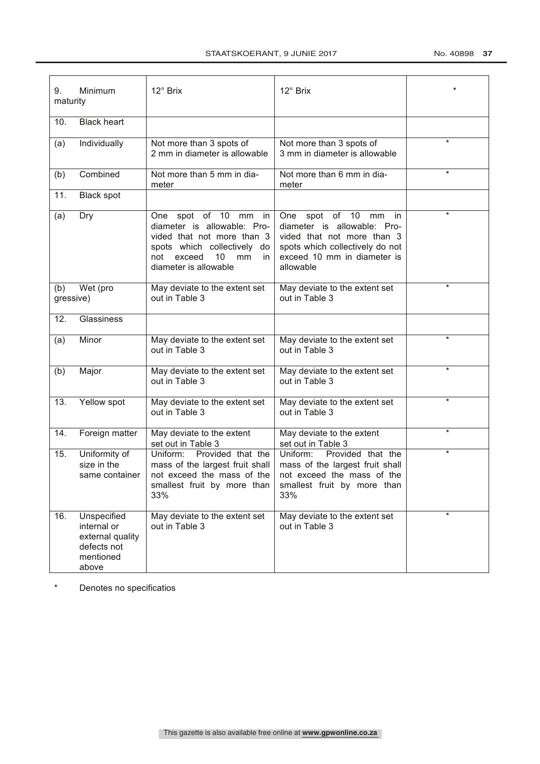| 9. Minimum maturity | 12° Brix | 12° Brix | * |
|---|---|---|---|
| 10. Black heart | | | |
| (a) Individually | Not more than 3 spots of 2 mm in diameter is allowable | Not more than 3 spots of 3 mm in diameter is allowable | * |
| (b) Combined | Not more than 5 mm in diameter | Not more than 6 mm in diameter | * |
| 11. Black spot | | | |
| (a) Dry | One spot of 10 mm in diameter is allowable: Provided that not more than 3 spots which collectively do not exceed 10 mm in diameter is allowable | One spot of 10 mm in diameter is allowable: Provided that not more than 3 spots which collectively do not exceed 10 mm in diameter is allowable | * |
| (b) Wet (progressive) | May deviate to the extent set out in Table 3 | May deviate to the extent set out in Table 3 | * |
| 12. Glassiness | | | |
| (a) Minor | May deviate to the extent set out in Table 3 | May deviate to the extent set out in Table 3 | * |
| (b) Major | May deviate to the extent set out in Table 3 | May deviate to the extent set out in Table 3 | * |
| 13. Yellow spot | May deviate to the extent set out in Table 3 | May deviate to the extent set out in Table 3 | * |
| 14. Foreign matter | May deviate to the extent set out in Table 3 | May deviate to the extent set out in Table 3 | * |
| 15. Uniformity of size in the same container | Uniform: Provided that the mass of the largest fruit shall not exceed the mass of the smallest fruit by more than 33% | Uniform: Provided that the mass of the largest fruit shall not exceed the mass of the smallest fruit by more than 33% | * |
| 16. Unspecified internal or external quality defects not mentioned above | May deviate to the extent set out in Table 3 | May deviate to the extent set out in Table 3 | * |

\* Denotes no specificatios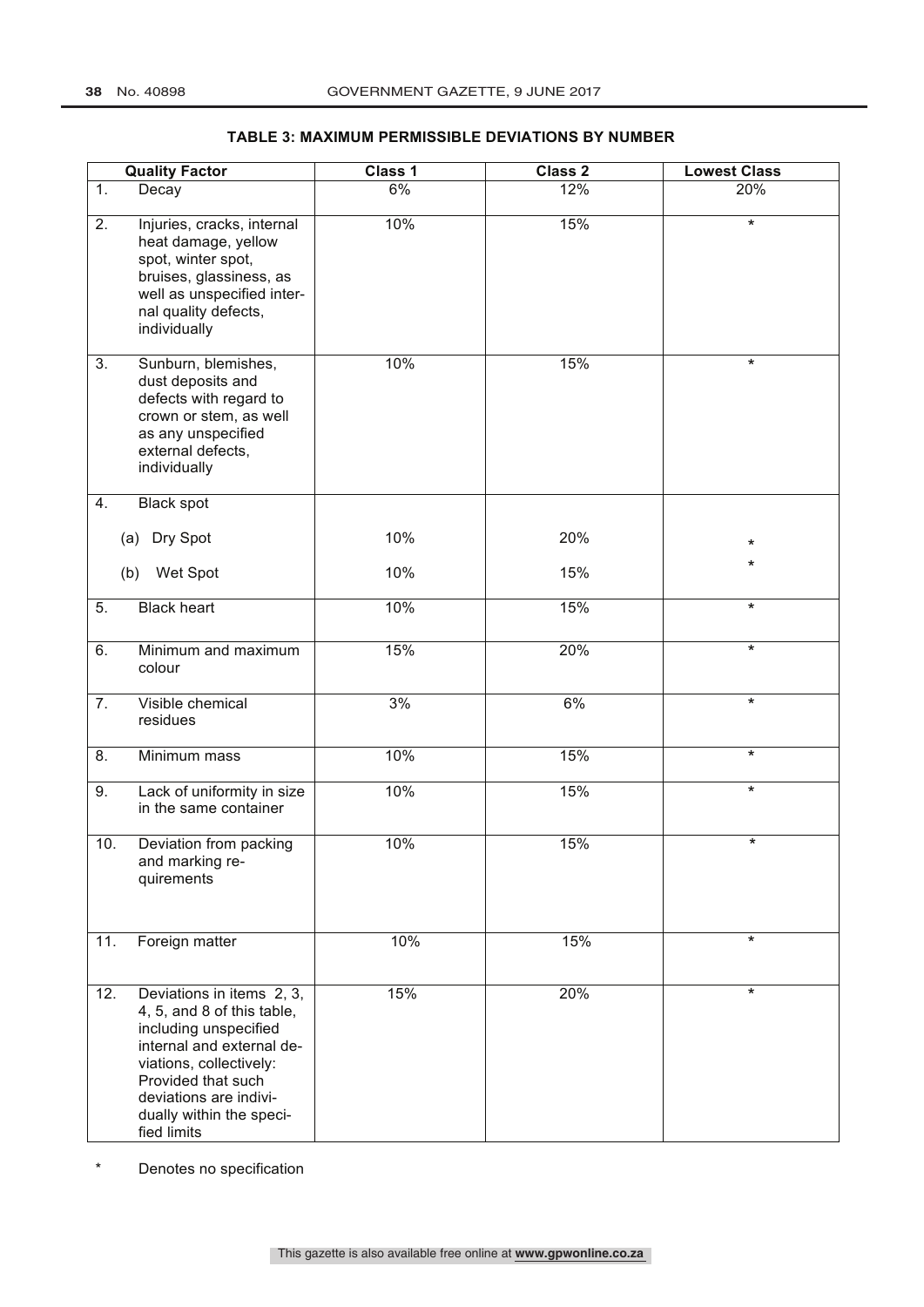**TABLE 3: MAXIMUM PERMISSIBLE DEVIATIONS BY NUMBER**

| Quality Factor | Class 1 | Class 2 | Lowest Class |
|---|---|---|---|
| 1. Decay | 6% | 12% | 20% |
| 2. Injuries, cracks, internal heat damage, yellow spot, winter spot, bruises, glassiness, as well as unspecified internal quality defects, individually | 10% | 15% | * |
| 3. Sunburn, blemishes, dust deposits and defects with regard to crown or stem, as well as any unspecified external defects, individually | 10% | 15% | * |
| 4. Black spot | | | |
| (a) Dry Spot | 10% | 20% | * |
| (b) Wet Spot | 10% | 15% | * |
| 5. Black heart | 10% | 15% | * |
| 6. Minimum and maximum colour | 15% | 20% | * |
| 7. Visible chemical residues | 3% | 6% | * |
| 8. Minimum mass | 10% | 15% | * |
| 9. Lack of uniformity in size in the same container | 10% | 15% | * |
| 10. Deviation from packing and marking requirements | 10% | 15% | * |
| 11. Foreign matter | 10% | 15% | * |
| 12. Deviations in items 2, 3, 4, 5, and 8 of this table, including unspecified internal and external deviations, collectively: Provided that such deviations are individually within the specified limits | 15% | 20% | * |

\* Denotes no specification